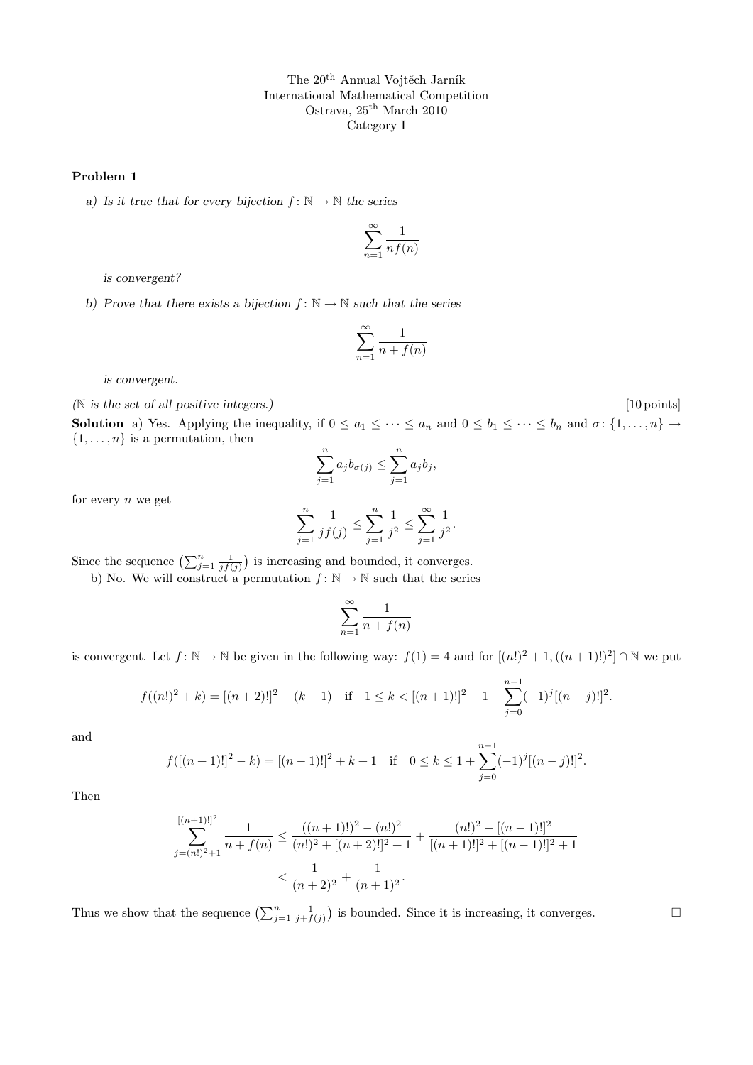The 20th Annual Vojtěch Jarník
International Mathematical Competition
Ostrava, 25th March 2010
Category I

**Problem 1**

*a) Is it true that for every bijection $f\colon \mathbb{N} \to \mathbb{N}$ the series*

$$\sum_{n=1}^{\infty} \frac{1}{nf(n)}$$

*is convergent?*

*b) Prove that there exists a bijection $f\colon \mathbb{N} \to \mathbb{N}$ such that the series*

$$\sum_{n=1}^{\infty} \frac{1}{n+f(n)}$$

*is convergent.*

*($\mathbb{N}$ is the set of all positive integers.)* [10 points]

**Solution** a) Yes. Applying the inequality, if $0 \le a_1 \le \cdots \le a_n$ and $0 \le b_1 \le \cdots \le b_n$ and $\sigma\colon \{1,\ldots,n\} \to \{1,\ldots,n\}$ is a permutation, then

$$\sum_{j=1}^{n} a_j b_{\sigma(j)} \le \sum_{j=1}^{n} a_j b_j,$$

for every $n$ we get

$$\sum_{j=1}^{n} \frac{1}{jf(j)} \le \sum_{j=1}^{n} \frac{1}{j^2} \le \sum_{j=1}^{\infty} \frac{1}{j^2}.$$

Since the sequence $\left(\sum_{j=1}^{n} \frac{1}{jf(j)}\right)$ is increasing and bounded, it converges.

b) No. We will construct a permutation $f\colon \mathbb{N} \to \mathbb{N}$ such that the series

$$\sum_{n=1}^{\infty} \frac{1}{n+f(n)}$$

is convergent. Let $f\colon \mathbb{N} \to \mathbb{N}$ be given in the following way: $f(1) = 4$ and for $[(n!)^2+1, ((n+1)!)^2] \cap \mathbb{N}$ we put

$$f((n!)^2+k) = [(n+2)!]^2 - (k-1) \quad \text{if} \quad 1 \le k < [(n+1)!]^2 - 1 - \sum_{j=0}^{n-1} (-1)^j [(n-j)!]^2.$$

and

$$f([(n+1)!]^2 - k) = [(n-1)!]^2 + k + 1 \quad \text{if} \quad 0 \le k \le 1 + \sum_{j=0}^{n-1} (-1)^j [(n-j)!]^2.$$

Then

$$\begin{aligned}
\sum_{j=(n!)^2+1}^{[(n+1)!]^2} \frac{1}{n+f(n)} &\le \frac{((n+1)!)^2 - (n!)^2}{(n!)^2 + [(n+2)!]^2 + 1} + \frac{(n!)^2 - [(n-1)!]^2}{[(n+1)!]^2 + [(n-1)!]^2 + 1} \\
&< \frac{1}{(n+2)^2} + \frac{1}{(n+1)^2}.
\end{aligned}$$

Thus we show that the sequence $\left(\sum_{j=1}^{n} \frac{1}{j+f(j)}\right)$ is bounded. Since it is increasing, it converges. $\square$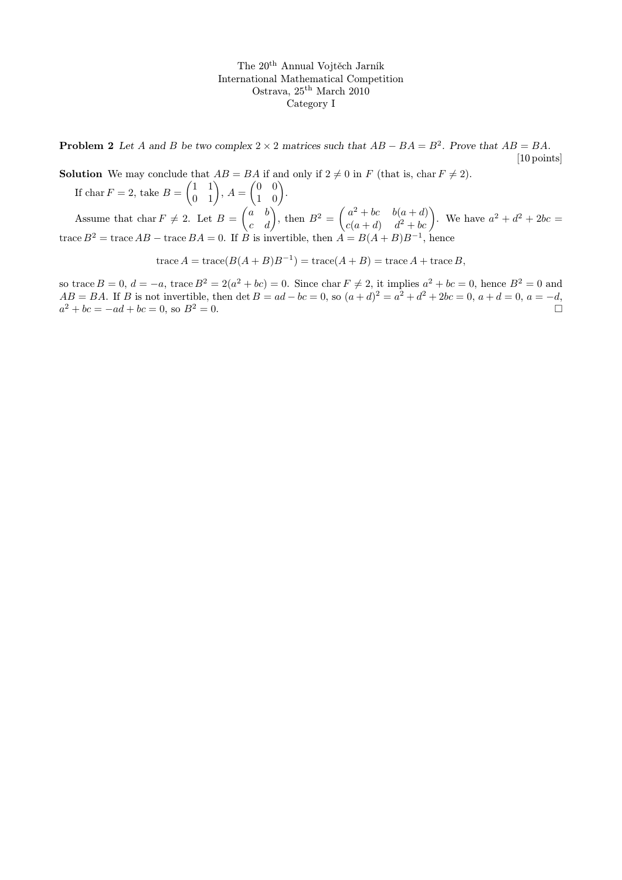The 20[th] Annual Vojtěch Jarník
International Mathematical Competition
Ostrava, 25[th] March 2010
Category I

**Problem 2** *Let $A$ and $B$ be two complex $2 \times 2$ matrices such that $AB - BA = B^2$. Prove that $AB = BA$.*

[10 points]

**Solution** We may conclude that $AB = BA$ if and only if $2 \neq 0$ in $F$ (that is, $\operatorname{char} F \neq 2$).

If $\operatorname{char} F = 2$, take $B = \begin{pmatrix} 1 & 1 \\ 0 & 1 \end{pmatrix}$, $A = \begin{pmatrix} 0 & 0 \\ 1 & 0 \end{pmatrix}$.

Assume that $\operatorname{char} F \neq 2$. Let $B = \begin{pmatrix} a & b \\ c & d \end{pmatrix}$, then $B^2 = \begin{pmatrix} a^2 + bc & b(a+d) \\ c(a+d) & d^2 + bc \end{pmatrix}$. We have $a^2 + d^2 + 2bc = \operatorname{trace} B^2 = \operatorname{trace} AB - \operatorname{trace} BA = 0$. If $B$ is invertible, then $A = B(A+B)B^{-1}$, hence

$$\operatorname{trace} A = \operatorname{trace}(B(A+B)B^{-1}) = \operatorname{trace}(A+B) = \operatorname{trace} A + \operatorname{trace} B,$$

so $\operatorname{trace} B = 0$, $d = -a$, $\operatorname{trace} B^2 = 2(a^2 + bc) = 0$. Since $\operatorname{char} F \neq 2$, it implies $a^2 + bc = 0$, hence $B^2 = 0$ and $AB = BA$. If $B$ is not invertible, then $\det B = ad - bc = 0$, so $(a+d)^2 = a^2 + d^2 + 2bc = 0$, $a + d = 0$, $a = -d$, $a^2 + bc = -ad + bc = 0$, so $B^2 = 0$. □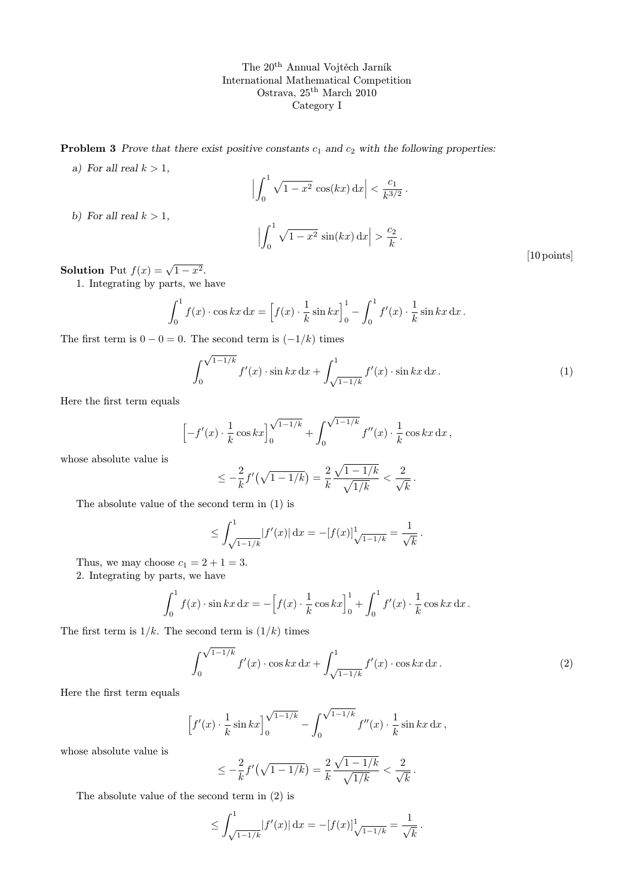The 20[th] Annual Vojtěch Jarník
International Mathematical Competition
Ostrava, 25[th] March 2010
Category I

**Problem 3** *Prove that there exist positive constants $c_1$ and $c_2$ with the following properties:*

*a) For all real $k > 1$,*

$$\left| \int_0^1 \sqrt{1-x^2}\, \cos(kx)\, \mathrm{d}x \right| < \frac{c_1}{k^{3/2}}\,.$$

*b) For all real $k > 1$,*

$$\left| \int_0^1 \sqrt{1-x^2}\, \sin(kx)\, \mathrm{d}x \right| > \frac{c_2}{k}\,.$$

[10 points]

**Solution** Put $f(x) = \sqrt{1-x^2}$.

1. Integrating by parts, we have

$$\int_0^1 f(x) \cdot \cos kx \, \mathrm{d}x = \Big[ f(x) \cdot \frac{1}{k} \sin kx \Big]_0^1 - \int_0^1 f'(x) \cdot \frac{1}{k} \sin kx \, \mathrm{d}x\,.$$

The first term is $0 - 0 = 0$. The second term is $(-1/k)$ times

$$\int_0^{\sqrt{1-1/k}} f'(x) \cdot \sin kx \, \mathrm{d}x + \int_{\sqrt{1-1/k}}^1 f'(x) \cdot \sin kx \, \mathrm{d}x\,. \tag{1}$$

Here the first term equals

$$\Big[ -f'(x) \cdot \frac{1}{k} \cos kx \Big]_0^{\sqrt{1-1/k}} + \int_0^{\sqrt{1-1/k}} f''(x) \cdot \frac{1}{k} \cos kx \, \mathrm{d}x\,,$$

whose absolute value is

$$\le -\frac{2}{k} f'\big(\sqrt{1-1/k}\big) = \frac{2}{k} \frac{\sqrt{1-1/k}}{\sqrt{1/k}} < \frac{2}{\sqrt{k}}\,.$$

The absolute value of the second term in (1) is

$$\le \int_{\sqrt{1-1/k}}^1 |f'(x)| \, \mathrm{d}x = -[f(x)]_{\sqrt{1-1/k}}^1 = \frac{1}{\sqrt{k}}\,.$$

Thus, we may choose $c_1 = 2 + 1 = 3$.

2. Integrating by parts, we have

$$\int_0^1 f(x) \cdot \sin kx \, \mathrm{d}x = -\Big[ f(x) \cdot \frac{1}{k} \cos kx \Big]_0^1 + \int_0^1 f'(x) \cdot \frac{1}{k} \cos kx \, \mathrm{d}x\,.$$

The first term is $1/k$. The second term is $(1/k)$ times

$$\int_0^{\sqrt{1-1/k}} f'(x) \cdot \cos kx \, \mathrm{d}x + \int_{\sqrt{1-1/k}}^1 f'(x) \cdot \cos kx \, \mathrm{d}x\,. \tag{2}$$

Here the first term equals

$$\Big[ f'(x) \cdot \frac{1}{k} \sin kx \Big]_0^{\sqrt{1-1/k}} - \int_0^{\sqrt{1-1/k}} f''(x) \cdot \frac{1}{k} \sin kx \, \mathrm{d}x\,,$$

whose absolute value is

$$\le -\frac{2}{k} f'\big(\sqrt{1-1/k}\big) = \frac{2}{k} \frac{\sqrt{1-1/k}}{\sqrt{1/k}} < \frac{2}{\sqrt{k}}\,.$$

The absolute value of the second term in (2) is

$$\le \int_{\sqrt{1-1/k}}^1 |f'(x)| \, \mathrm{d}x = -[f(x)]_{\sqrt{1-1/k}}^1 = \frac{1}{\sqrt{k}}\,.$$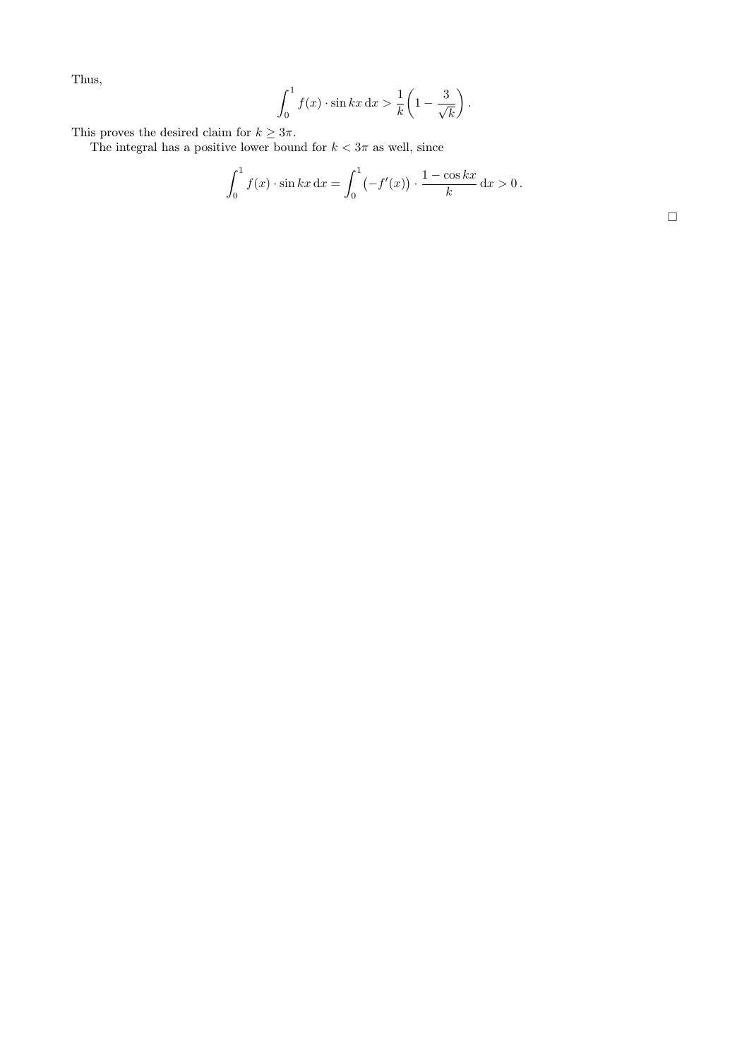Thus,

$$\int_0^1 f(x) \cdot \sin kx \, \mathrm{d}x > \frac{1}{k}\left(1 - \frac{3}{\sqrt{k}}\right).$$

This proves the desired claim for $k \geq 3\pi$.

The integral has a positive lower bound for $k < 3\pi$ as well, since

$$\int_0^1 f(x) \cdot \sin kx \, \mathrm{d}x = \int_0^1 \left(-f'(x)\right) \cdot \frac{1 - \cos kx}{k} \, \mathrm{d}x > 0\,.$$

□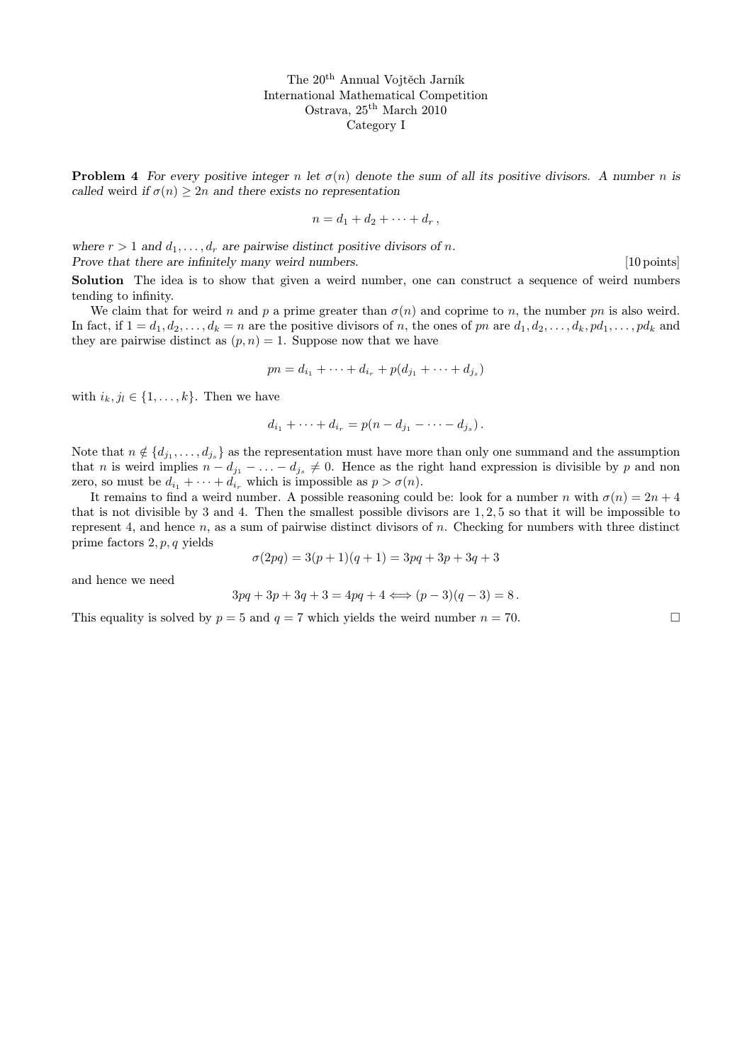The 20th Annual Vojtěch Jarník
International Mathematical Competition
Ostrava, 25th March 2010
Category I

**Problem 4** *For every positive integer $n$ let $\sigma(n)$ denote the sum of all its positive divisors. A number $n$ is called* weird *if $\sigma(n) \geq 2n$ and there exists no representation*

$$n = d_1 + d_2 + \cdots + d_r ,$$

*where $r > 1$ and $d_1, \dots, d_r$ are pairwise distinct positive divisors of $n$.*
*Prove that there are infinitely many weird numbers.* [10 points]

**Solution** The idea is to show that given a weird number, one can construct a sequence of weird numbers tending to infinity.

We claim that for weird $n$ and $p$ a prime greater than $\sigma(n)$ and coprime to $n$, the number $pn$ is also weird. In fact, if $1 = d_1, d_2, \dots, d_k = n$ are the positive divisors of $n$, the ones of $pn$ are $d_1, d_2, \dots, d_k, pd_1, \dots, pd_k$ and they are pairwise distinct as $(p, n) = 1$. Suppose now that we have

$$pn = d_{i_1} + \cdots + d_{i_r} + p(d_{j_1} + \cdots + d_{j_s})$$

with $i_k, j_l \in \{1, \dots, k\}$. Then we have

$$d_{i_1} + \cdots + d_{i_r} = p(n - d_{j_1} - \cdots - d_{j_s}) .$$

Note that $n \notin \{d_{j_1}, \dots, d_{j_s}\}$ as the representation must have more than only one summand and the assumption that $n$ is weird implies $n - d_{j_1} - \ldots - d_{j_s} \neq 0$. Hence as the right hand expression is divisible by $p$ and non zero, so must be $d_{i_1} + \cdots + d_{i_r}$ which is impossible as $p > \sigma(n)$.

It remains to find a weird number. A possible reasoning could be: look for a number $n$ with $\sigma(n) = 2n + 4$ that is not divisible by 3 and 4. Then the smallest possible divisors are $1, 2, 5$ so that it will be impossible to represent 4, and hence $n$, as a sum of pairwise distinct divisors of $n$. Checking for numbers with three distinct prime factors $2, p, q$ yields

$$\sigma(2pq) = 3(p + 1)(q + 1) = 3pq + 3p + 3q + 3$$

and hence we need

$$3pq + 3p + 3q + 3 = 4pq + 4 \iff (p - 3)(q - 3) = 8 .$$

This equality is solved by $p = 5$ and $q = 7$ which yields the weird number $n = 70$. □